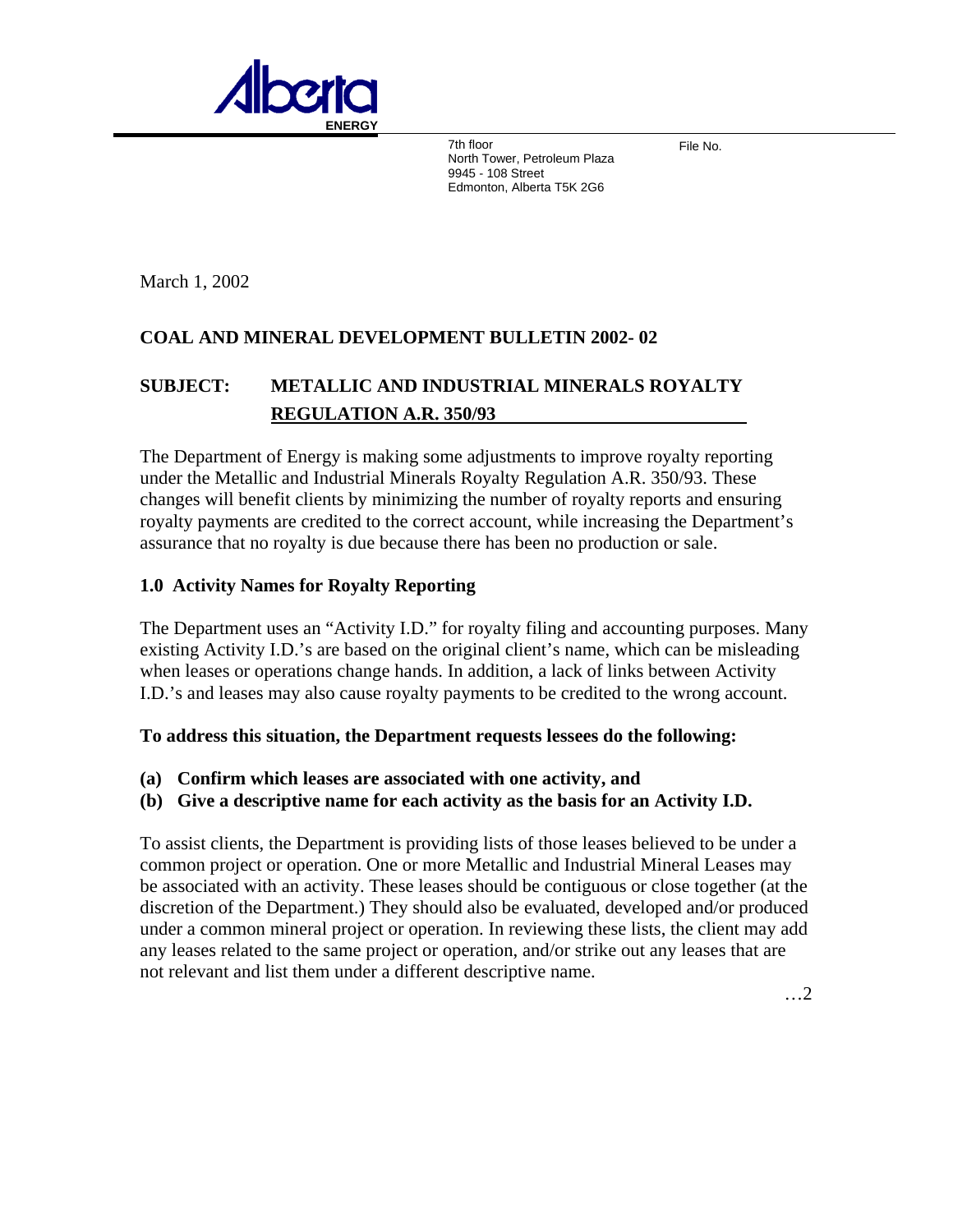Alberta
ENERGY

7th floor
North Tower, Petroleum Plaza
9945 - 108 Street
Edmonton, Alberta T5K 2G6

File No.

March 1, 2002

**COAL AND MINERAL DEVELOPMENT BULLETIN 2002- 02**

**SUBJECT: METALLIC AND INDUSTRIAL MINERALS ROYALTY REGULATION A.R. 350/93**

The Department of Energy is making some adjustments to improve royalty reporting under the Metallic and Industrial Minerals Royalty Regulation A.R. 350/93. These changes will benefit clients by minimizing the number of royalty reports and ensuring royalty payments are credited to the correct account, while increasing the Department's assurance that no royalty is due because there has been no production or sale.

## 1.0 Activity Names for Royalty Reporting

The Department uses an "Activity I.D." for royalty filing and accounting purposes. Many existing Activity I.D.'s are based on the original client's name, which can be misleading when leases or operations change hands. In addition, a lack of links between Activity I.D.'s and leases may also cause royalty payments to be credited to the wrong account.

**To address this situation, the Department requests lessees do the following:**

**(a) Confirm which leases are associated with one activity, and**
**(b) Give a descriptive name for each activity as the basis for an Activity I.D.**

To assist clients, the Department is providing lists of those leases believed to be under a common project or operation. One or more Metallic and Industrial Mineral Leases may be associated with an activity. These leases should be contiguous or close together (at the discretion of the Department.) They should also be evaluated, developed and/or produced under a common mineral project or operation. In reviewing these lists, the client may add any leases related to the same project or operation, and/or strike out any leases that are not relevant and list them under a different descriptive name.

…2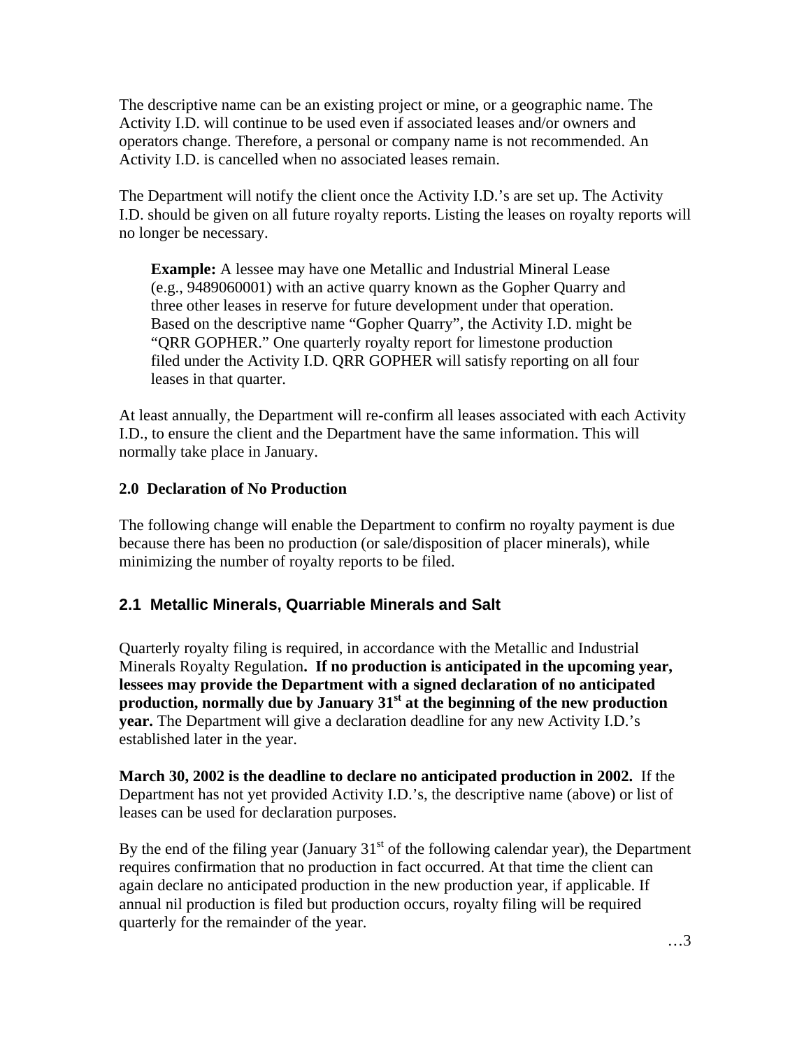The descriptive name can be an existing project or mine, or a geographic name. The Activity I.D. will continue to be used even if associated leases and/or owners and operators change. Therefore, a personal or company name is not recommended. An Activity I.D. is cancelled when no associated leases remain.

The Department will notify the client once the Activity I.D.'s are set up. The Activity I.D. should be given on all future royalty reports. Listing the leases on royalty reports will no longer be necessary.

> **Example:** A lessee may have one Metallic and Industrial Mineral Lease (e.g., 9489060001) with an active quarry known as the Gopher Quarry and three other leases in reserve for future development under that operation. Based on the descriptive name "Gopher Quarry", the Activity I.D. might be "QRR GOPHER." One quarterly royalty report for limestone production filed under the Activity I.D. QRR GOPHER will satisfy reporting on all four leases in that quarter.

At least annually, the Department will re-confirm all leases associated with each Activity I.D., to ensure the client and the Department have the same information. This will normally take place in January.

**2.0 Declaration of No Production**

The following change will enable the Department to confirm no royalty payment is due because there has been no production (or sale/disposition of placer minerals), while minimizing the number of royalty reports to be filed.

## 2.1 Metallic Minerals, Quarriable Minerals and Salt

Quarterly royalty filing is required, in accordance with the Metallic and Industrial Minerals Royalty Regulation**. If no production is anticipated in the upcoming year, lessees may provide the Department with a signed declaration of no anticipated production, normally due by January 31st at the beginning of the new production year.** The Department will give a declaration deadline for any new Activity I.D.'s established later in the year.

**March 30, 2002 is the deadline to declare no anticipated production in 2002.** If the Department has not yet provided Activity I.D.'s, the descriptive name (above) or list of leases can be used for declaration purposes.

By the end of the filing year (January 31st of the following calendar year), the Department requires confirmation that no production in fact occurred. At that time the client can again declare no anticipated production in the new production year, if applicable. If annual nil production is filed but production occurs, royalty filing will be required quarterly for the remainder of the year.

…3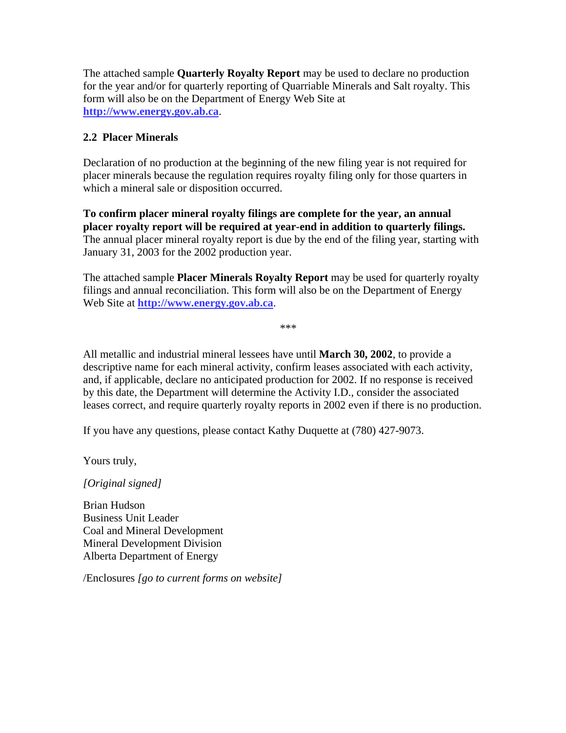The attached sample **Quarterly Royalty Report** may be used to declare no production for the year and/or for quarterly reporting of Quarriable Minerals and Salt royalty. This form will also be on the Department of Energy Web Site at **[http://www.energy.gov.ab.ca](http://www.energy.gov.ab.ca)**.

### 2.2 Placer Minerals

Declaration of no production at the beginning of the new filing year is not required for placer minerals because the regulation requires royalty filing only for those quarters in which a mineral sale or disposition occurred.

**To confirm placer mineral royalty filings are complete for the year, an annual placer royalty report will be required at year-end in addition to quarterly filings.** The annual placer mineral royalty report is due by the end of the filing year, starting with January 31, 2003 for the 2002 production year.

The attached sample **Placer Minerals Royalty Report** may be used for quarterly royalty filings and annual reconciliation. This form will also be on the Department of Energy Web Site at **[http://www.energy.gov.ab.ca](http://www.energy.gov.ab.ca)**.

***

All metallic and industrial mineral lessees have until **March 30, 2002**, to provide a descriptive name for each mineral activity, confirm leases associated with each activity, and, if applicable, declare no anticipated production for 2002. If no response is received by this date, the Department will determine the Activity I.D., consider the associated leases correct, and require quarterly royalty reports in 2002 even if there is no production.

If you have any questions, please contact Kathy Duquette at (780) 427-9073.

Yours truly,

*[Original signed]*

Brian Hudson
Business Unit Leader
Coal and Mineral Development
Mineral Development Division
Alberta Department of Energy

/Enclosures *[go to current forms on website]*